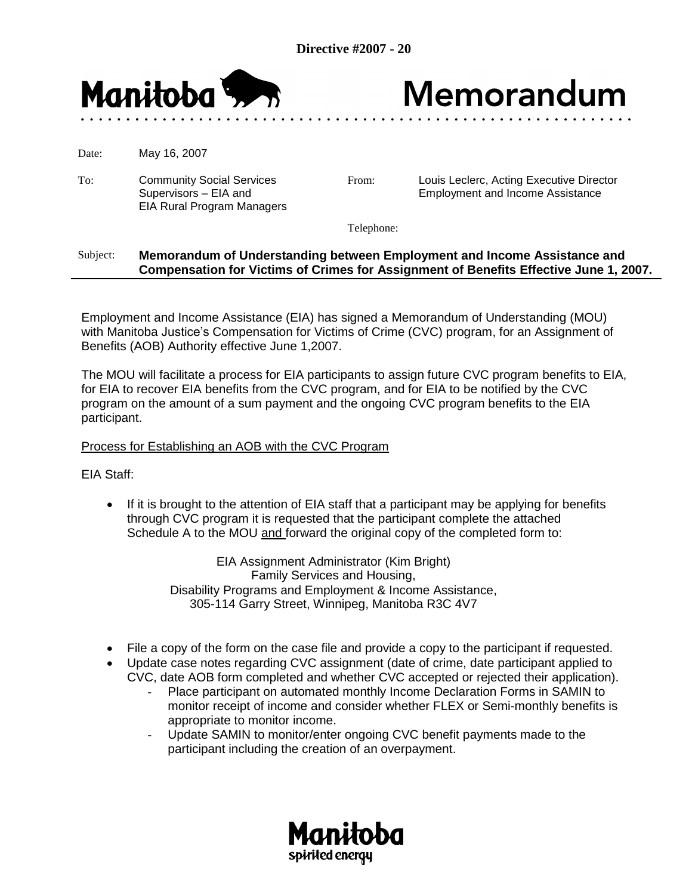**Directive #2007 - 20**

# Manitoba Memorandum

| | | | |
|---|---|---|---|
| Date: | May 16, 2007 | | |
| To: | Community Social Services Supervisors – EIA and EIA Rural Program Managers | From: | Louis Leclerc, Acting Executive Director Employment and Income Assistance |
| | | Telephone: | |

Subject: **Memorandum of Understanding between Employment and Income Assistance and Compensation for Victims of Crimes for Assignment of Benefits Effective June 1, 2007.**

Employment and Income Assistance (EIA) has signed a Memorandum of Understanding (MOU) with Manitoba Justice's Compensation for Victims of Crime (CVC) program, for an Assignment of Benefits (AOB) Authority effective June 1,2007.

The MOU will facilitate a process for EIA participants to assign future CVC program benefits to EIA, for EIA to recover EIA benefits from the CVC program, and for EIA to be notified by the CVC program on the amount of a sum payment and the ongoing CVC program benefits to the EIA participant.

<u>Process for Establishing an AOB with the CVC Program</u>

EIA Staff:

- If it is brought to the attention of EIA staff that a participant may be applying for benefits through CVC program it is requested that the participant complete the attached Schedule A to the MOU <u>and</u> forward the original copy of the completed form to:

  EIA Assignment Administrator (Kim Bright)
  Family Services and Housing,
  Disability Programs and Employment & Income Assistance,
  305-114 Garry Street, Winnipeg, Manitoba R3C 4V7

- File a copy of the form on the case file and provide a copy to the participant if requested.
- Update case notes regarding CVC assignment (date of crime, date participant applied to CVC, date AOB form completed and whether CVC accepted or rejected their application).
  - Place participant on automated monthly Income Declaration Forms in SAMIN to monitor receipt of income and consider whether FLEX or Semi-monthly benefits is appropriate to monitor income.
  - Update SAMIN to monitor/enter ongoing CVC benefit payments made to the participant including the creation of an overpayment.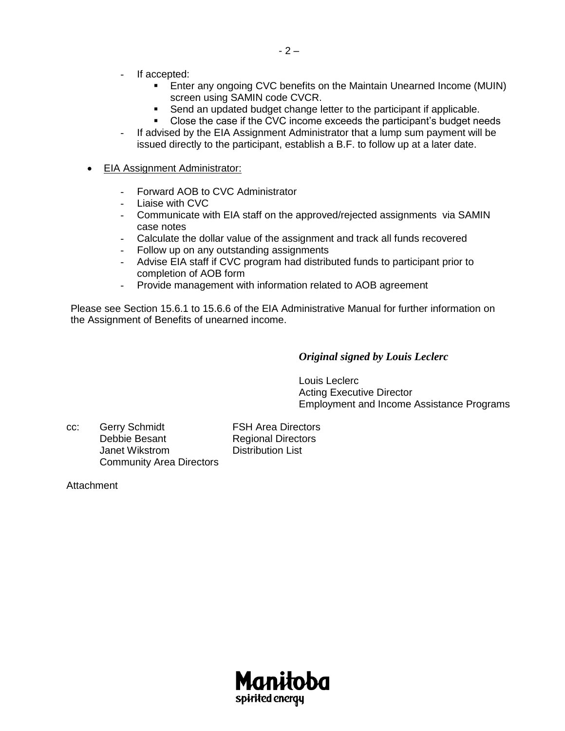- If accepted:
    - Enter any ongoing CVC benefits on the Maintain Unearned Income (MUIN) screen using SAMIN code CVCR.
    - Send an updated budget change letter to the participant if applicable.
    - Close the case if the CVC income exceeds the participant's budget needs
- If advised by the EIA Assignment Administrator that a lump sum payment will be issued directly to the participant, establish a B.F. to follow up at a later date.

- EIA Assignment Administrator:

    - Forward AOB to CVC Administrator
    - Liaise with CVC
    - Communicate with EIA staff on the approved/rejected assignments via SAMIN case notes
    - Calculate the dollar value of the assignment and track all funds recovered
    - Follow up on any outstanding assignments
    - Advise EIA staff if CVC program had distributed funds to participant prior to completion of AOB form
    - Provide management with information related to AOB agreement

Please see Section 15.6.1 to 15.6.6 of the EIA Administrative Manual for further information on the Assignment of Benefits of unearned income.

***Original signed by Louis Leclerc***

Louis Leclerc
Acting Executive Director
Employment and Income Assistance Programs

cc: Gerry Schmidt
Debbie Besant
Janet Wikstrom
Community Area Directors
FSH Area Directors
Regional Directors
Distribution List

Attachment

Manitoba
spirited energy